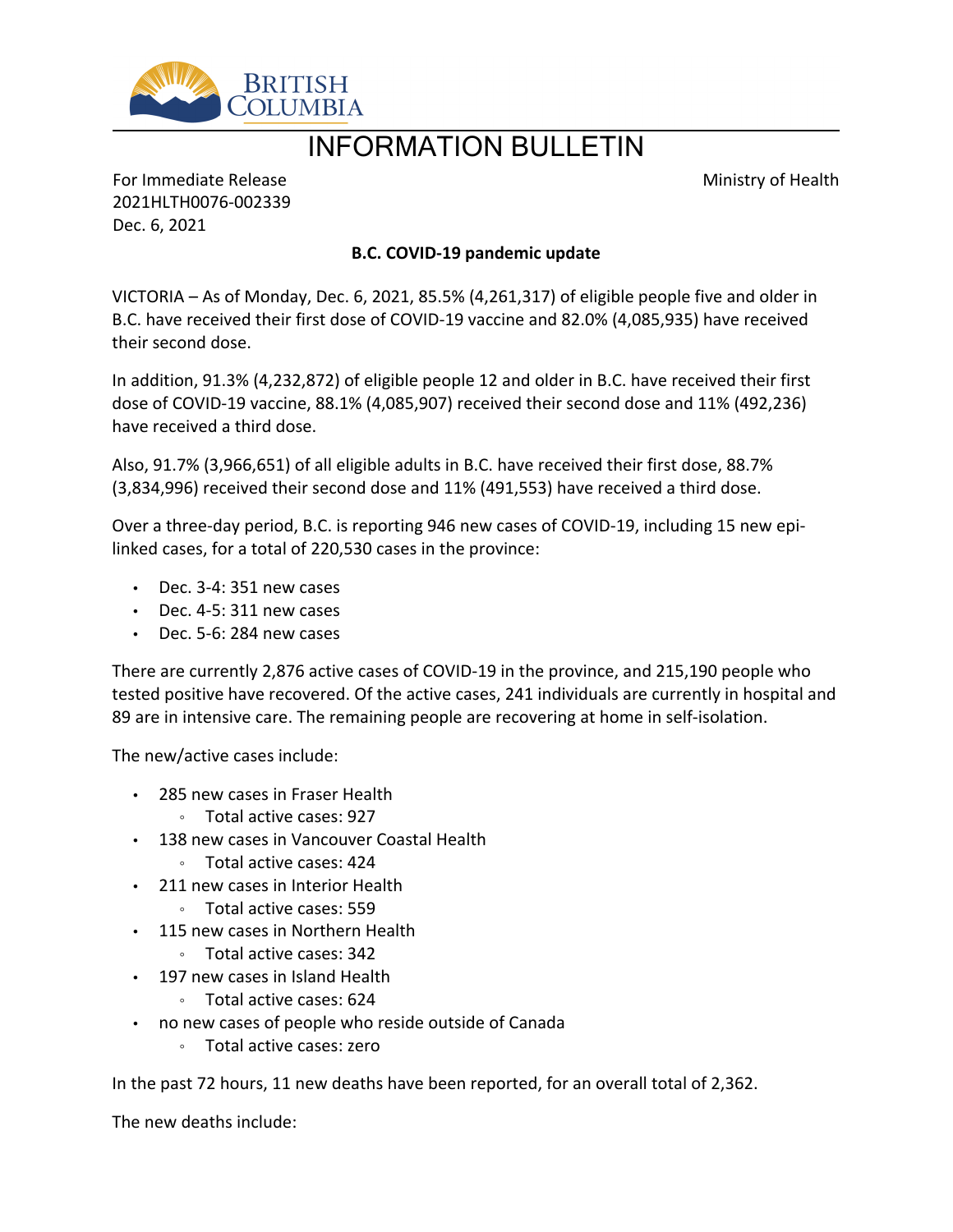# INFORMATION BULLETIN

For Immediate Release
2021HLTH0076-002339
Dec. 6, 2021

Ministry of Health

**B.C. COVID-19 pandemic update**

VICTORIA – As of Monday, Dec. 6, 2021, 85.5% (4,261,317) of eligible people five and older in B.C. have received their first dose of COVID-19 vaccine and 82.0% (4,085,935) have received their second dose.

In addition, 91.3% (4,232,872) of eligible people 12 and older in B.C. have received their first dose of COVID-19 vaccine, 88.1% (4,085,907) received their second dose and 11% (492,236) have received a third dose.

Also, 91.7% (3,966,651) of all eligible adults in B.C. have received their first dose, 88.7% (3,834,996) received their second dose and 11% (491,553) have received a third dose.

Over a three-day period, B.C. is reporting 946 new cases of COVID-19, including 15 new epi-linked cases, for a total of 220,530 cases in the province:

- Dec. 3-4: 351 new cases
- Dec. 4-5: 311 new cases
- Dec. 5-6: 284 new cases

There are currently 2,876 active cases of COVID-19 in the province, and 215,190 people who tested positive have recovered. Of the active cases, 241 individuals are currently in hospital and 89 are in intensive care. The remaining people are recovering at home in self-isolation.

The new/active cases include:

- 285 new cases in Fraser Health
  - Total active cases: 927
- 138 new cases in Vancouver Coastal Health
  - Total active cases: 424
- 211 new cases in Interior Health
  - Total active cases: 559
- 115 new cases in Northern Health
  - Total active cases: 342
- 197 new cases in Island Health
  - Total active cases: 624
- no new cases of people who reside outside of Canada
  - Total active cases: zero

In the past 72 hours, 11 new deaths have been reported, for an overall total of 2,362.

The new deaths include: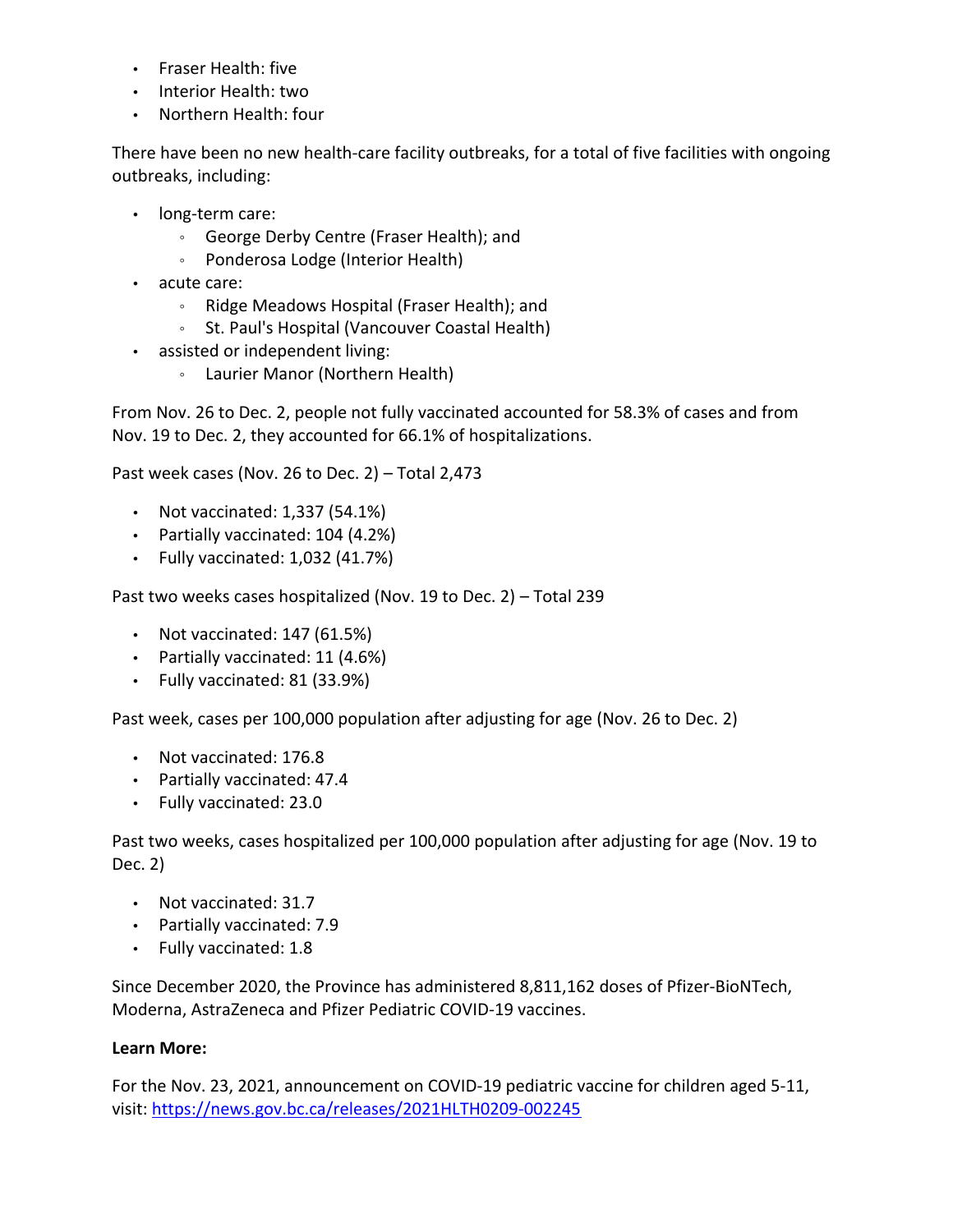- Fraser Health: five
- Interior Health: two
- Northern Health: four

There have been no new health-care facility outbreaks, for a total of five facilities with ongoing outbreaks, including:

- long-term care:
  - George Derby Centre (Fraser Health); and
  - Ponderosa Lodge (Interior Health)
- acute care:
  - Ridge Meadows Hospital (Fraser Health); and
  - St. Paul's Hospital (Vancouver Coastal Health)
- assisted or independent living:
  - Laurier Manor (Northern Health)

From Nov. 26 to Dec. 2, people not fully vaccinated accounted for 58.3% of cases and from Nov. 19 to Dec. 2, they accounted for 66.1% of hospitalizations.

Past week cases (Nov. 26 to Dec. 2) – Total 2,473

- Not vaccinated: 1,337 (54.1%)
- Partially vaccinated: 104 (4.2%)
- Fully vaccinated: 1,032 (41.7%)

Past two weeks cases hospitalized (Nov. 19 to Dec. 2) – Total 239

- Not vaccinated: 147 (61.5%)
- Partially vaccinated: 11 (4.6%)
- Fully vaccinated: 81 (33.9%)

Past week, cases per 100,000 population after adjusting for age (Nov. 26 to Dec. 2)

- Not vaccinated: 176.8
- Partially vaccinated: 47.4
- Fully vaccinated: 23.0

Past two weeks, cases hospitalized per 100,000 population after adjusting for age (Nov. 19 to Dec. 2)

- Not vaccinated: 31.7
- Partially vaccinated: 7.9
- Fully vaccinated: 1.8

Since December 2020, the Province has administered 8,811,162 doses of Pfizer-BioNTech, Moderna, AstraZeneca and Pfizer Pediatric COVID-19 vaccines.

**Learn More:**

For the Nov. 23, 2021, announcement on COVID-19 pediatric vaccine for children aged 5-11, visit: https://news.gov.bc.ca/releases/2021HLTH0209-002245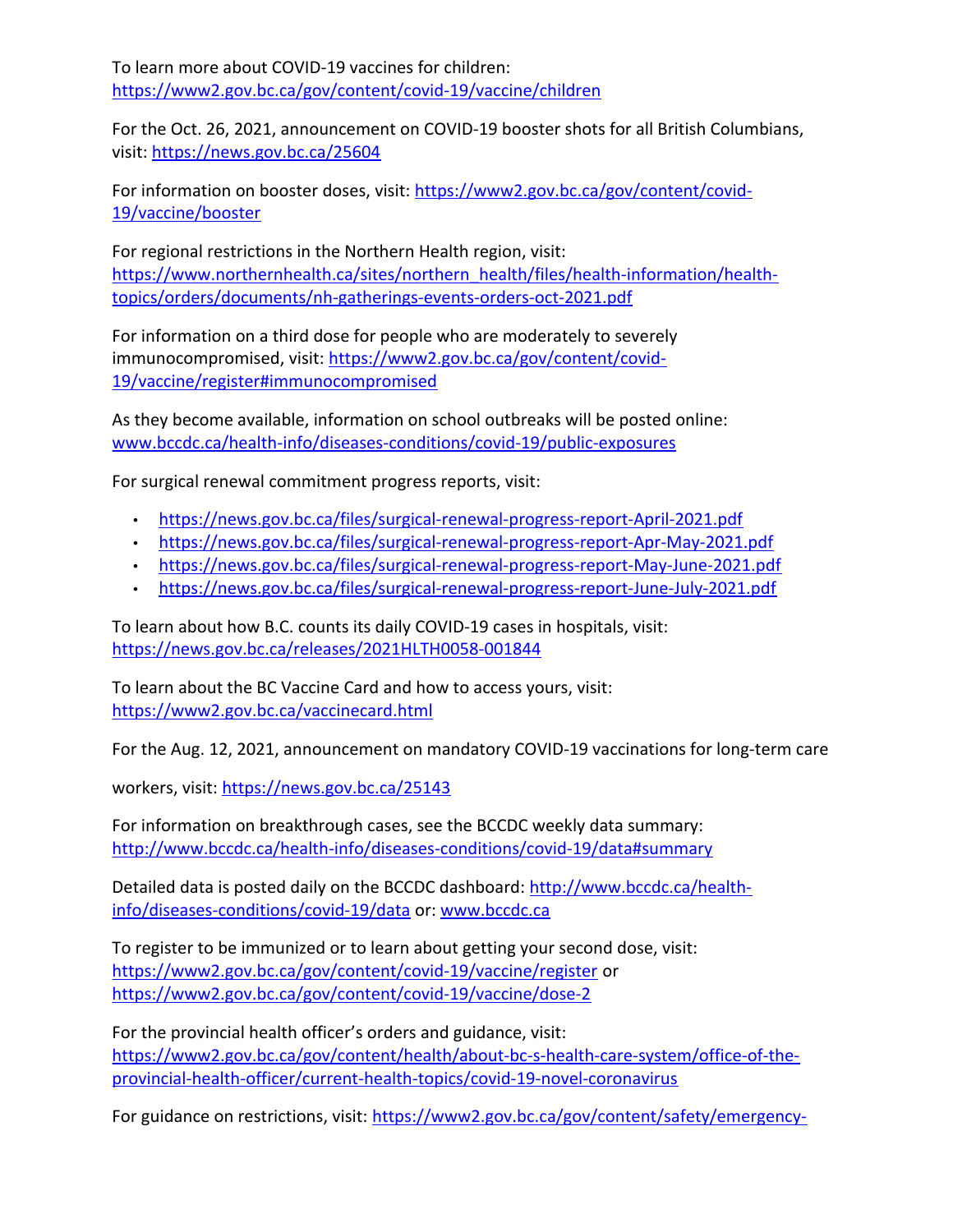To learn more about COVID-19 vaccines for children: https://www2.gov.bc.ca/gov/content/covid-19/vaccine/children

For the Oct. 26, 2021, announcement on COVID-19 booster shots for all British Columbians, visit: https://news.gov.bc.ca/25604

For information on booster doses, visit: https://www2.gov.bc.ca/gov/content/covid-19/vaccine/booster

For regional restrictions in the Northern Health region, visit: https://www.northernhealth.ca/sites/northern_health/files/health-information/health-topics/orders/documents/nh-gatherings-events-orders-oct-2021.pdf

For information on a third dose for people who are moderately to severely immunocompromised, visit: https://www2.gov.bc.ca/gov/content/covid-19/vaccine/register#immunocompromised

As they become available, information on school outbreaks will be posted online: www.bccdc.ca/health-info/diseases-conditions/covid-19/public-exposures

For surgical renewal commitment progress reports, visit:

- https://news.gov.bc.ca/files/surgical-renewal-progress-report-April-2021.pdf
- https://news.gov.bc.ca/files/surgical-renewal-progress-report-Apr-May-2021.pdf
- https://news.gov.bc.ca/files/surgical-renewal-progress-report-May-June-2021.pdf
- https://news.gov.bc.ca/files/surgical-renewal-progress-report-June-July-2021.pdf

To learn about how B.C. counts its daily COVID-19 cases in hospitals, visit: https://news.gov.bc.ca/releases/2021HLTH0058-001844

To learn about the BC Vaccine Card and how to access yours, visit: https://www2.gov.bc.ca/vaccinecard.html

For the Aug. 12, 2021, announcement on mandatory COVID-19 vaccinations for long-term care workers, visit: https://news.gov.bc.ca/25143

For information on breakthrough cases, see the BCCDC weekly data summary: http://www.bccdc.ca/health-info/diseases-conditions/covid-19/data#summary

Detailed data is posted daily on the BCCDC dashboard: http://www.bccdc.ca/health-info/diseases-conditions/covid-19/data or: www.bccdc.ca

To register to be immunized or to learn about getting your second dose, visit: https://www2.gov.bc.ca/gov/content/covid-19/vaccine/register or https://www2.gov.bc.ca/gov/content/covid-19/vaccine/dose-2

For the provincial health officer's orders and guidance, visit: https://www2.gov.bc.ca/gov/content/health/about-bc-s-health-care-system/office-of-the-provincial-health-officer/current-health-topics/covid-19-novel-coronavirus

For guidance on restrictions, visit: https://www2.gov.bc.ca/gov/content/safety/emergency-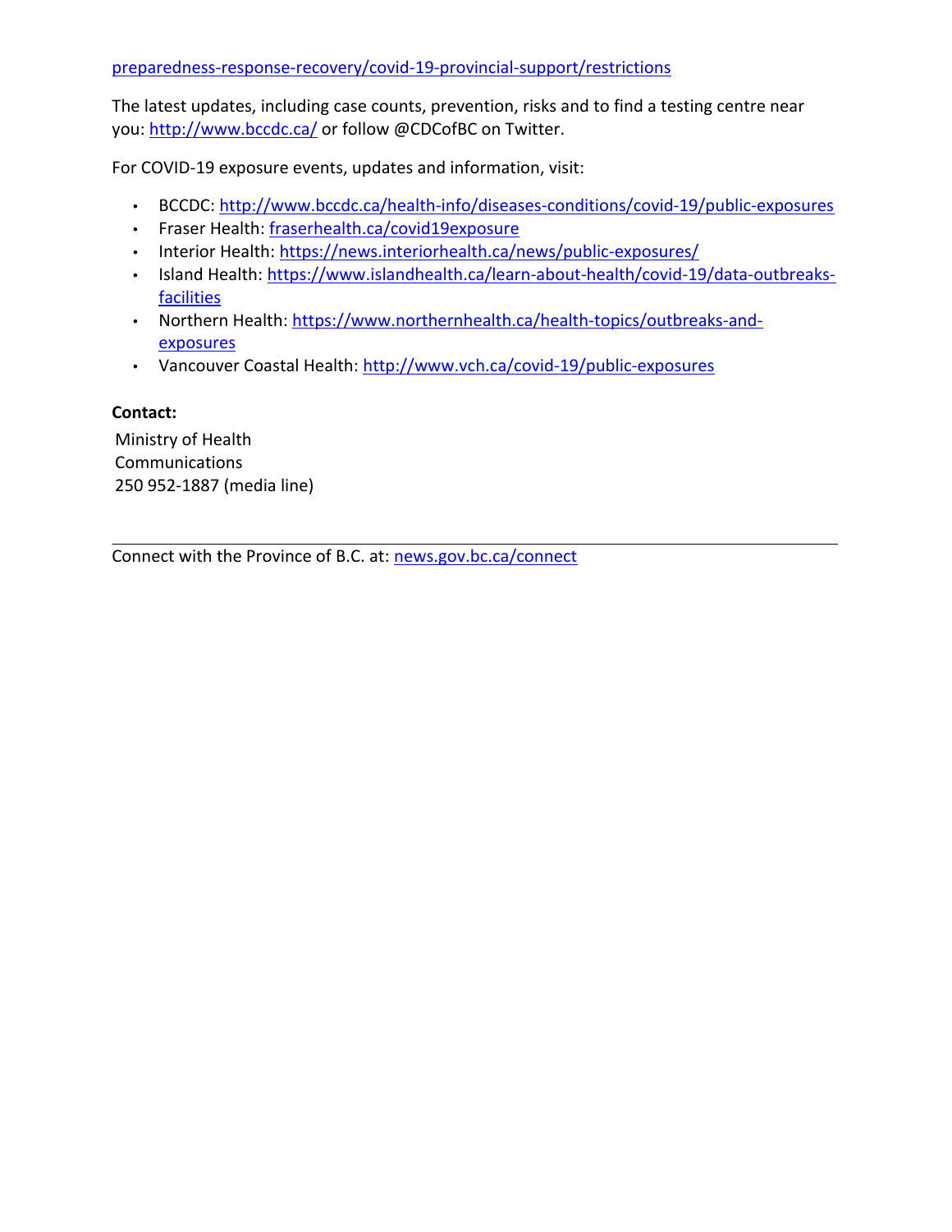preparedness-response-recovery/covid-19-provincial-support/restrictions

The latest updates, including case counts, prevention, risks and to find a testing centre near you: http://www.bccdc.ca/ or follow @CDCofBC on Twitter.

For COVID-19 exposure events, updates and information, visit:

- BCCDC: http://www.bccdc.ca/health-info/diseases-conditions/covid-19/public-exposures
- Fraser Health: fraserhealth.ca/covid19exposure
- Interior Health: https://news.interiorhealth.ca/news/public-exposures/
- Island Health: https://www.islandhealth.ca/learn-about-health/covid-19/data-outbreaks-facilities
- Northern Health: https://www.northernhealth.ca/health-topics/outbreaks-and-exposures
- Vancouver Coastal Health: http://www.vch.ca/covid-19/public-exposures

**Contact:**

Ministry of Health
Communications
250 952-1887 (media line)

---

Connect with the Province of B.C. at: news.gov.bc.ca/connect